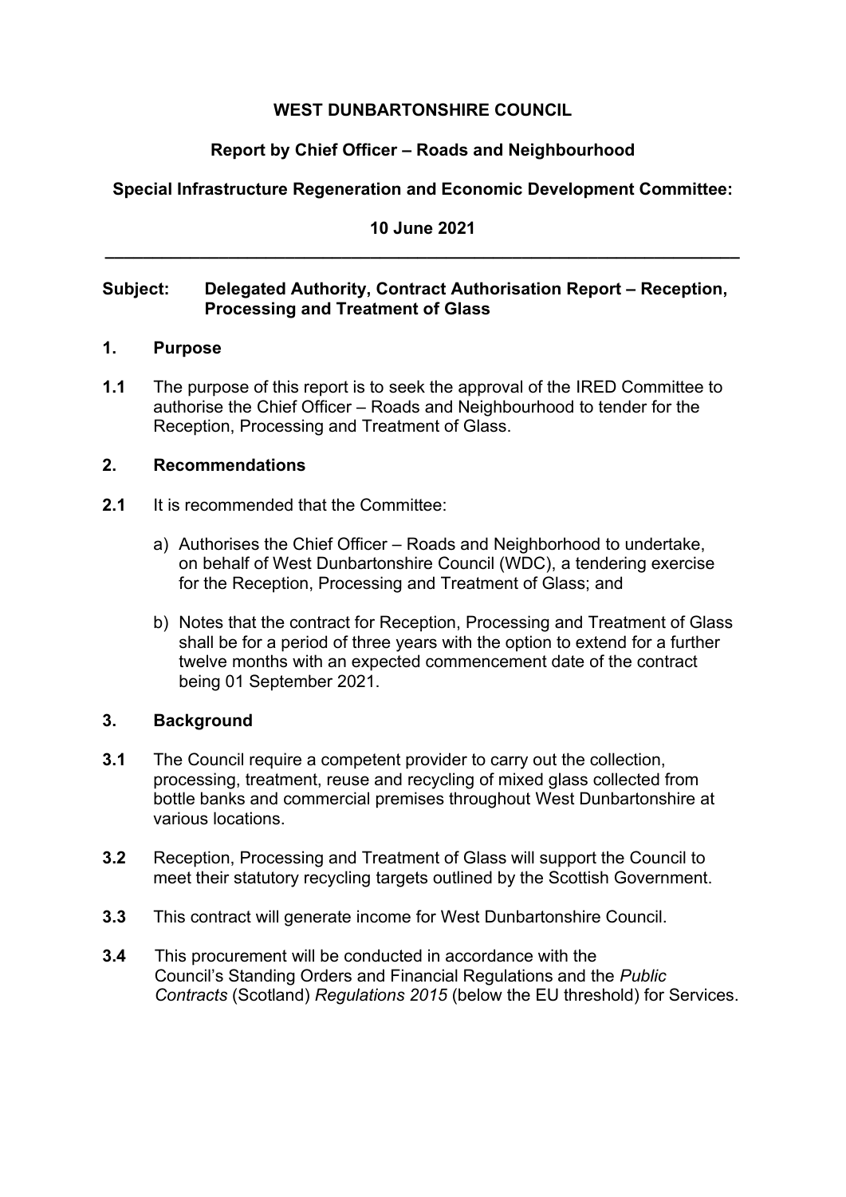**WEST DUNBARTONSHIRE COUNCIL**

**Report by Chief Officer – Roads and Neighbourhood**

**Special Infrastructure Regeneration and Economic Development Committee:**

**10 June 2021**

---

**Subject: Delegated Authority, Contract Authorisation Report – Reception, Processing and Treatment of Glass**

## 1. Purpose

**1.1** The purpose of this report is to seek the approval of the IRED Committee to authorise the Chief Officer – Roads and Neighbourhood to tender for the Reception, Processing and Treatment of Glass.

## 2. Recommendations

**2.1** It is recommended that the Committee:

a) Authorises the Chief Officer – Roads and Neighborhood to undertake, on behalf of West Dunbartonshire Council (WDC), a tendering exercise for the Reception, Processing and Treatment of Glass; and

b) Notes that the contract for Reception, Processing and Treatment of Glass shall be for a period of three years with the option to extend for a further twelve months with an expected commencement date of the contract being 01 September 2021.

## 3. Background

**3.1** The Council require a competent provider to carry out the collection, processing, treatment, reuse and recycling of mixed glass collected from bottle banks and commercial premises throughout West Dunbartonshire at various locations.

**3.2** Reception, Processing and Treatment of Glass will support the Council to meet their statutory recycling targets outlined by the Scottish Government.

**3.3** This contract will generate income for West Dunbartonshire Council.

**3.4** This procurement will be conducted in accordance with the Council's Standing Orders and Financial Regulations and the *Public Contracts* (Scotland) *Regulations 2015* (below the EU threshold) for Services.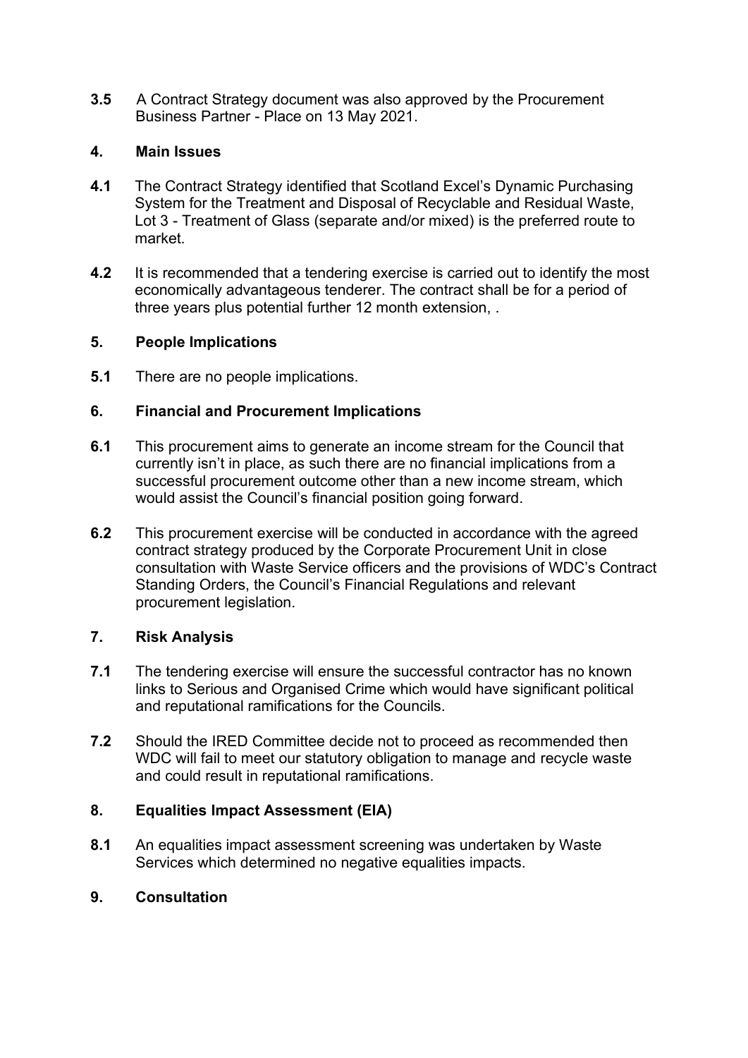**3.5** A Contract Strategy document was also approved by the Procurement Business Partner - Place on 13 May 2021.

## 4. Main Issues

**4.1** The Contract Strategy identified that Scotland Excel's Dynamic Purchasing System for the Treatment and Disposal of Recyclable and Residual Waste, Lot 3 - Treatment of Glass (separate and/or mixed) is the preferred route to market.

**4.2** It is recommended that a tendering exercise is carried out to identify the most economically advantageous tenderer. The contract shall be for a period of three years plus potential further 12 month extension, .

## 5. People Implications

**5.1** There are no people implications.

## 6. Financial and Procurement Implications

**6.1** This procurement aims to generate an income stream for the Council that currently isn't in place, as such there are no financial implications from a successful procurement outcome other than a new income stream, which would assist the Council's financial position going forward.

**6.2** This procurement exercise will be conducted in accordance with the agreed contract strategy produced by the Corporate Procurement Unit in close consultation with Waste Service officers and the provisions of WDC's Contract Standing Orders, the Council's Financial Regulations and relevant procurement legislation.

## 7. Risk Analysis

**7.1** The tendering exercise will ensure the successful contractor has no known links to Serious and Organised Crime which would have significant political and reputational ramifications for the Councils.

**7.2** Should the IRED Committee decide not to proceed as recommended then WDC will fail to meet our statutory obligation to manage and recycle waste and could result in reputational ramifications.

## 8. Equalities Impact Assessment (EIA)

**8.1** An equalities impact assessment screening was undertaken by Waste Services which determined no negative equalities impacts.

## 9. Consultation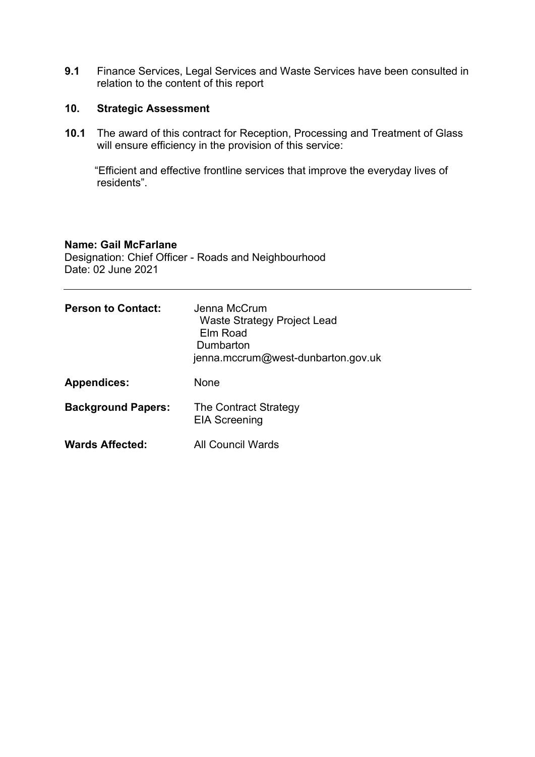**9.1** Finance Services, Legal Services and Waste Services have been consulted in relation to the content of this report

## 10. Strategic Assessment

**10.1** The award of this contract for Reception, Processing and Treatment of Glass will ensure efficiency in the provision of this service:

"Efficient and effective frontline services that improve the everyday lives of residents".

**Name: Gail McFarlane**
Designation: Chief Officer - Roads and Neighbourhood
Date: 02 June 2021

---

| | |
|---|---|
| **Person to Contact:** | Jenna McCrum<br>Waste Strategy Project Lead<br>Elm Road<br>Dumbarton<br>jenna.mccrum@west-dunbarton.gov.uk |
| **Appendices:** | None |
| **Background Papers:** | The Contract Strategy<br>EIA Screening |
| **Wards Affected:** | All Council Wards |